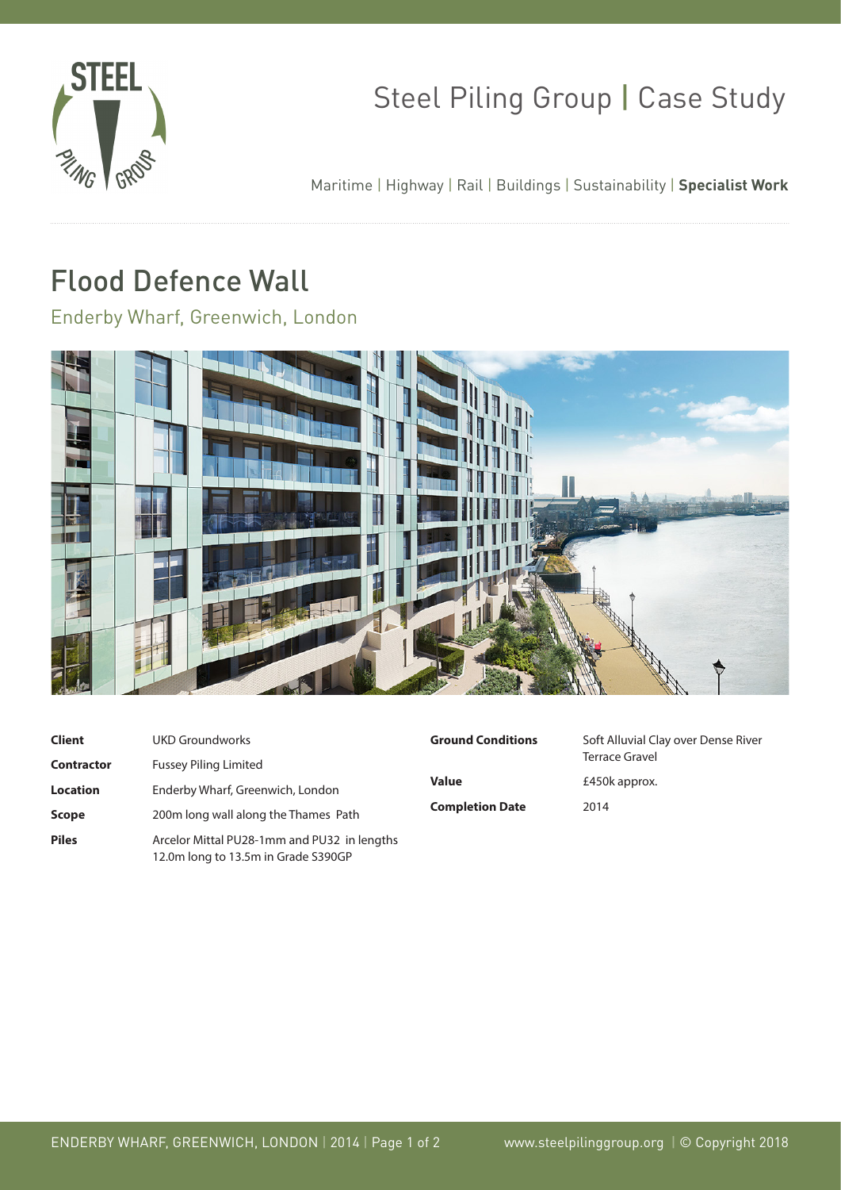# Steel Piling Group | Case Study

Maritime | Highway | Rail | Buildings | Sustainability | **Specialist Work**

## Flood Defence Wall

### Enderby Wharf, Greenwich, London

| | |
|---|---|
| **Client** | UKD Groundworks |
| **Contractor** | Fussey Piling Limited |
| **Location** | Enderby Wharf, Greenwich, London |
| **Scope** | 200m long wall along the Thames Path |
| **Piles** | Arcelor Mittal PU28-1mm and PU32 in lengths 12.0m long to 13.5m in Grade S390GP |
| **Ground Conditions** | Soft Alluvial Clay over Dense River Terrace Gravel |
| **Value** | £450k approx. |
| **Completion Date** | 2014 |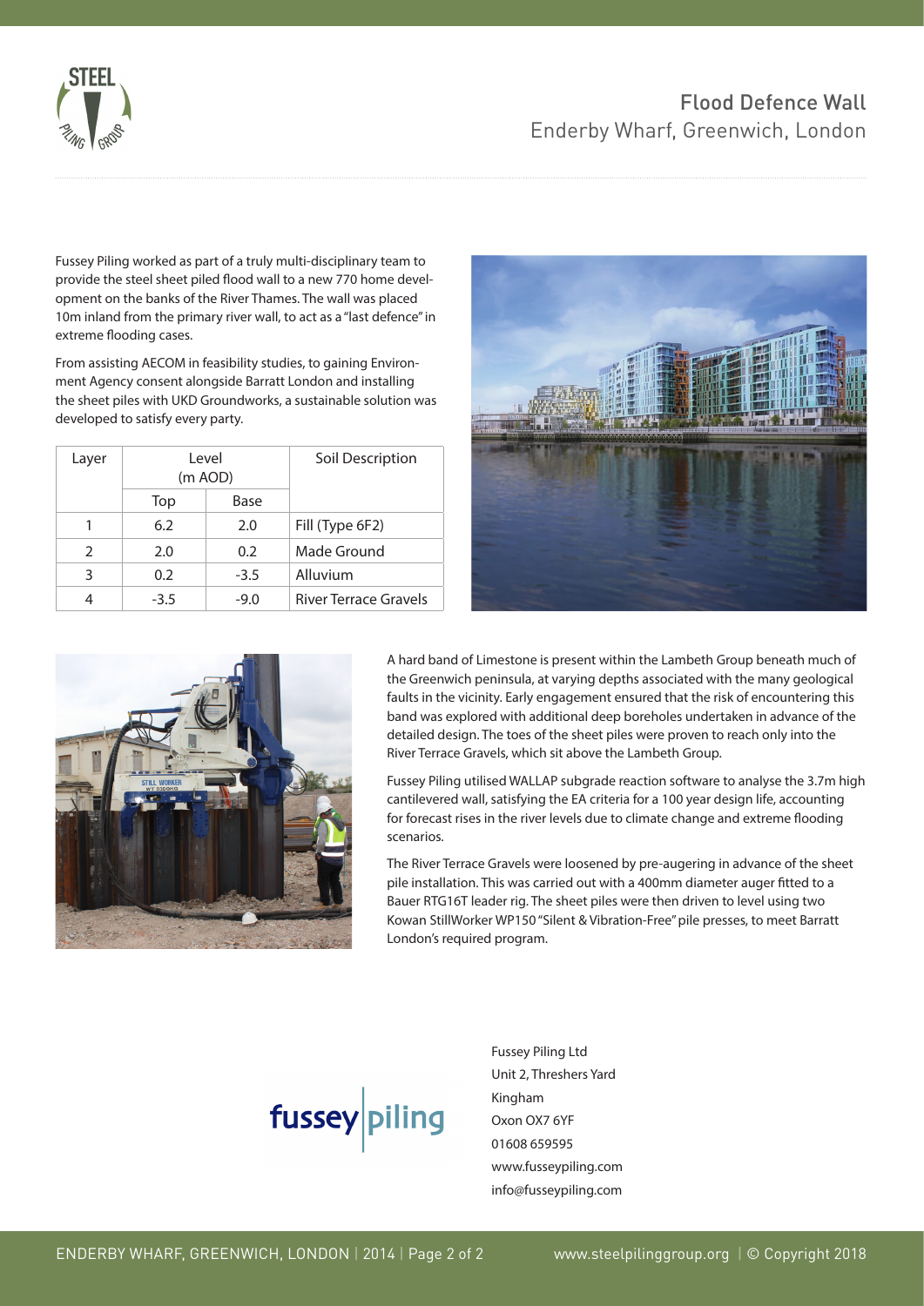# Flood Defence Wall
## Enderby Wharf, Greenwich, London

Fussey Piling worked as part of a truly multi-disciplinary team to provide the steel sheet piled flood wall to a new 770 home development on the banks of the River Thames. The wall was placed 10m inland from the primary river wall, to act as a "last defence" in extreme flooding cases.

From assisting AECOM in feasibility studies, to gaining Environment Agency consent alongside Barratt London and installing the sheet piles with UKD Groundworks, a sustainable solution was developed to satisfy every party.

| Layer | Level (m AOD) | | Soil Description |
|---|---|---|---|
| | Top | Base | |
| 1 | 6.2 | 2.0 | Fill (Type 6F2) |
| 2 | 2.0 | 0.2 | Made Ground |
| 3 | 0.2 | -3.5 | Alluvium |
| 4 | -3.5 | -9.0 | River Terrace Gravels |

A hard band of Limestone is present within the Lambeth Group beneath much of the Greenwich peninsula, at varying depths associated with the many geological faults in the vicinity. Early engagement ensured that the risk of encountering this band was explored with additional deep boreholes undertaken in advance of the detailed design. The toes of the sheet piles were proven to reach only into the River Terrace Gravels, which sit above the Lambeth Group.

Fussey Piling utilised WALLAP subgrade reaction software to analyse the 3.7m high cantilevered wall, satisfying the EA criteria for a 100 year design life, accounting for forecast rises in the river levels due to climate change and extreme flooding scenarios.

The River Terrace Gravels were loosened by pre-augering in advance of the sheet pile installation. This was carried out with a 400mm diameter auger fitted to a Bauer RTG16T leader rig. The sheet piles were then driven to level using two Kowan StillWorker WP150 "Silent & Vibration-Free" pile presses, to meet Barratt London's required program.

Fussey Piling Ltd
Unit 2, Threshers Yard
Kingham
Oxon OX7 6YF
01608 659595
www.fusseypiling.com
info@fusseypiling.com